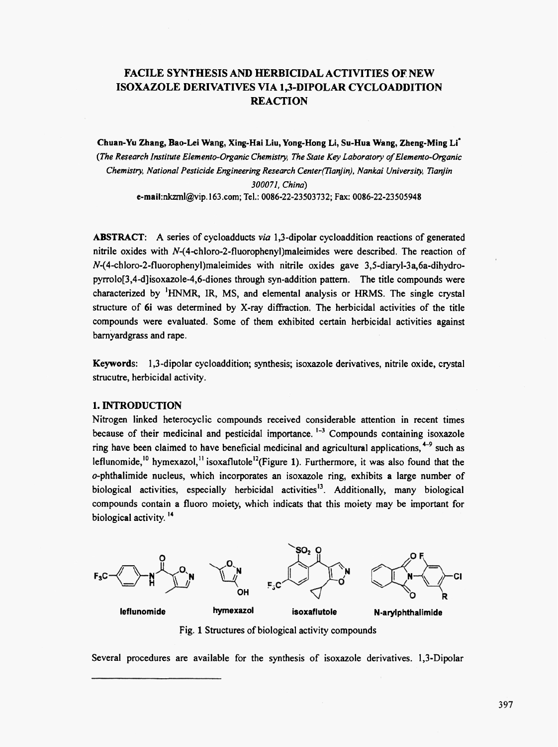# FACILE SYNTHESIS AND HERBICIDAL ACTIVITIES OF NEW ISOXAZOLE DERIVATIVES VIA 1,3-DIPOLAR CYCLOADDITION REACTION

**Chuan-Yu Zhang, Bao-Lei Wang, Xing-Hai Liu, Yong-Hong Li, Su-Hua Wang, Zheng-Ming Li***

*(The Research Institute Elemento-Organic Chemistry, The State Key Laboratory of Elemento-Organic Chemistry, National Pesticide Engineering Research Center(Tianjin), Nankai University, Tianjin 300071, China)*

**e-mail:**nkzml@vip.163.com; Tel.: 0086-22-23503732; Fax: 0086-22-23505948

**ABSTRACT:** A series of cycloadducts *via* 1,3-dipolar cycloaddition reactions of generated nitrile oxides with *N*-(4-chloro-2-fluorophenyl)maleimides were described. The reaction of *N*-(4-chloro-2-fluorophenyl)maleimides with nitrile oxides gave 3,5-diaryl-3a,6a-dihydro-pyrrolo[3,4-d]isoxazole-4,6-diones through syn-addition pattern. The title compounds were characterized by $^1$HNMR, IR, MS, and elemental analysis or HRMS. The single crystal structure of **6i** was determined by X-ray diffraction. The herbicidal activities of the title compounds were evaluated. Some of them exhibited certain herbicidal activities against barnyardgrass and rape.

**Keywords:** 1,3-dipolar cycloaddition; synthesis; isoxazole derivatives, nitrile oxide, crystal strucutre, herbicidal activity.

## 1. INTRODUCTION

Nitrogen linked heterocyclic compounds received considerable attention in recent times because of their medicinal and pesticidal importance.[1-3] Compounds containing isoxazole ring have been claimed to have beneficial medicinal and agricultural applications,[4-9] such as leflunomide,[10] hymexazol,[11] isoxaflutole[12](Figure 1). Furthermore, it was also found that the *o*-phthalimide nucleus, which incorporates an isoxazole ring, exhibits a large number of biological activities, especially herbicidal activities[13]. Additionally, many biological compounds contain a fluoro moiety, which indicats that this moiety may be important for biological activity.[14]

**leflunomide** **hymexazol** **isoxaflutole** **N-arylphthalimide**

Fig. 1 Structures of biological activity compounds

Several procedures are available for the synthesis of isoxazole derivatives. 1,3-Dipolar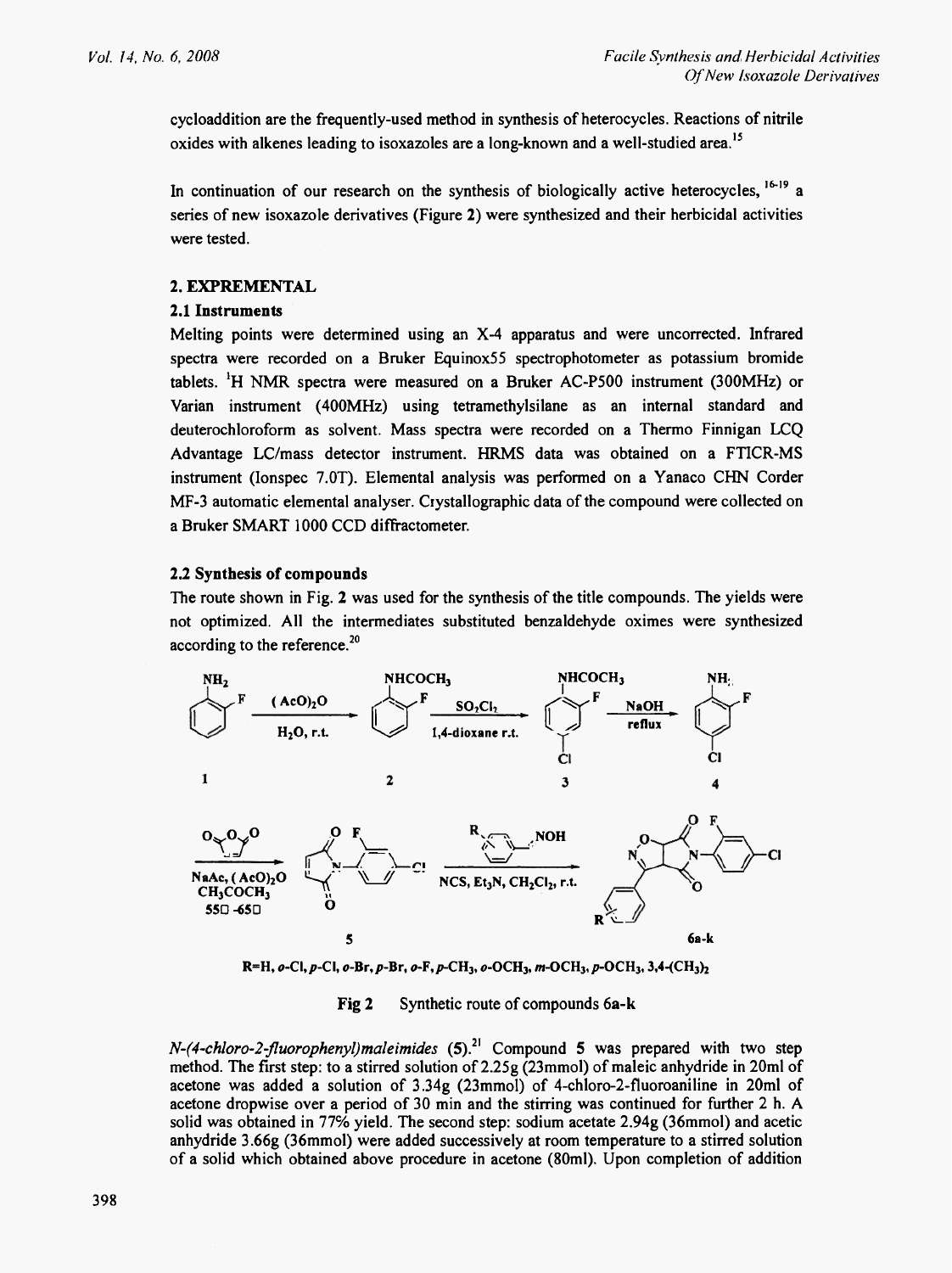cycloaddition are the frequently-used method in synthesis of heterocycles. Reactions of nitrile oxides with alkenes leading to isoxazoles are a long-known and a well-studied area.[15]

In continuation of our research on the synthesis of biologically active heterocycles,[16-19] a series of new isoxazole derivatives (Figure 2) were synthesized and their herbicidal activities were tested.

## 2. EXPREMENTAL

### 2.1 Instruments

Melting points were determined using an X-4 apparatus and were uncorrected. Infrared spectra were recorded on a Bruker Equinox55 spectrophotometer as potassium bromide tablets. $^1H$ NMR spectra were measured on a Bruker AC-P500 instrument (300MHz) or Varian instrument (400MHz) using tetramethylsilane as an internal standard and deuterochloroform as solvent. Mass spectra were recorded on a Thermo Finnigan LCQ Advantage LC/mass detector instrument. HRMS data was obtained on a FTICR-MS instrument (Ionspec 7.0T). Elemental analysis was performed on a Yanaco CHN Corder MF-3 automatic elemental analyser. Crystallographic data of the compound were collected on a Bruker SMART 1000 CCD diffractometer.

### 2.2 Synthesis of compounds

The route shown in Fig. **2** was used for the synthesis of the title compounds. The yields were not optimized. All the intermediates substituted benzaldehyde oximes were synthesized according to the reference.[20]

R=H, *o*-Cl, *p*-Cl, *o*-Br, *p*-Br, *o*-F, *p*-$CH_3$, *o*-$OCH_3$, *m*-$OCH_3$, *p*-$OCH_3$, 3,4-$(CH_3)_2$

**Fig 2** Synthetic route of compounds 6a-k

*N-(4-chloro-2-fluorophenyl)maleimides* (**5**).[21] Compound **5** was prepared with two step method. The first step: to a stirred solution of 2.25g (23mmol) of maleic anhydride in 20ml of acetone was added a solution of 3.34g (23mmol) of 4-chloro-2-fluoroaniline in 20ml of acetone dropwise over a period of 30 min and the stirring was continued for further 2 h. A solid was obtained in 77% yield. The second step: sodium acetate 2.94g (36mmol) and acetic anhydride 3.66g (36mmol) were added successively at room temperature to a stirred solution of a solid which obtained above procedure in acetone (80ml). Upon completion of addition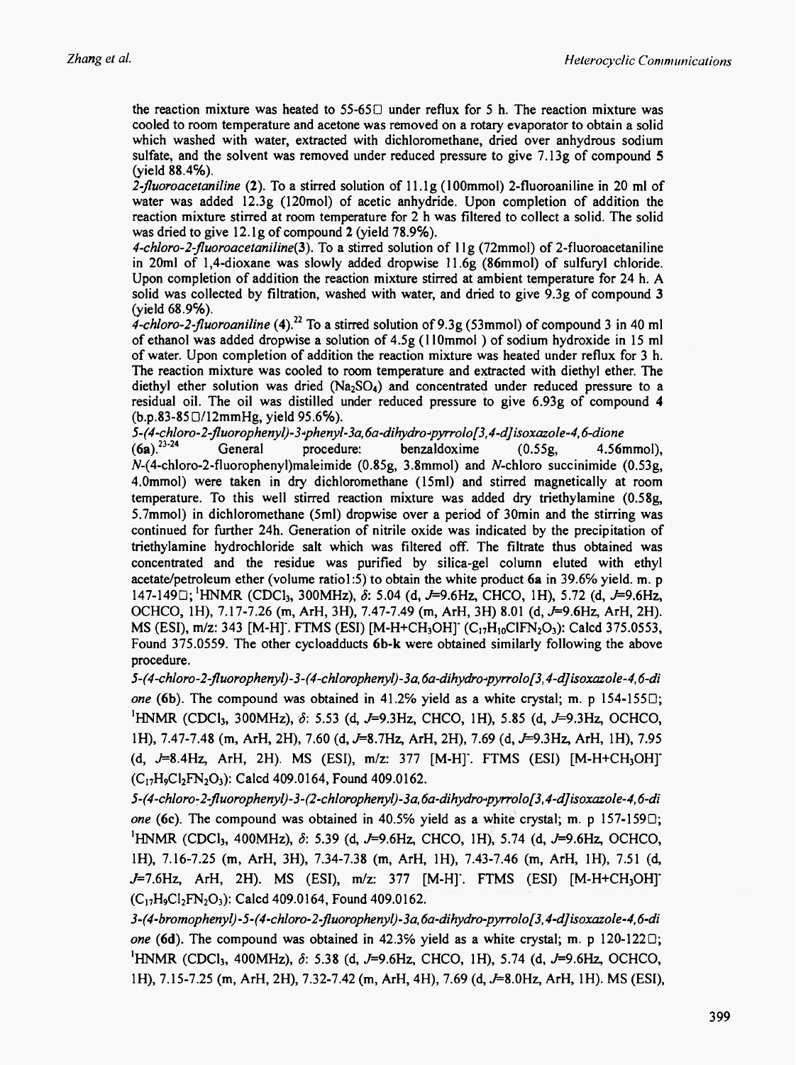the reaction mixture was heated to 55-65□ under reflux for 5 h. The reaction mixture was cooled to room temperature and acetone was removed on a rotary evaporator to obtain a solid which washed with water, extracted with dichloromethane, dried over anhydrous sodium sulfate, and the solvent was removed under reduced pressure to give 7.13g of compound **5** (yield 88.4%).

*2-fluoroacetanilin*e (**2**). To a stirred solution of 11.1g (100mmol) 2-fluoroaniline in 20 ml of water was added 12.3g (120mol) of acetic anhydride. Upon completion of addition the reaction mixture stirred at room temperature for 2 h was filtered to collect a solid. The solid was dried to give 12.1g of compound **2** (yield 78.9%).

*4-chloro-2-fluoroacetaniline*(**3**). To a stirred solution of 11g (72mmol) of 2-fluoroacetaniline in 20ml of 1,4-dioxane was slowly added dropwise 11.6g (86mmol) of sulfuryl chloride. Upon completion of addition the reaction mixture stirred at ambient temperature for 24 h. A solid was collected by filtration, washed with water, and dried to give 9.3g of compound **3** (yield 68.9%).

*4-chloro-2-fluoroaniline* (**4**).[22] To a stirred solution of 9.3g (53mmol) of compound 3 in 40 ml of ethanol was added dropwise a solution of 4.5g (110mmol ) of sodium hydroxide in 15 ml of water. Upon completion of addition the reaction mixture was heated under reflux for 3 h. The reaction mixture was cooled to room temperature and extracted with diethyl ether. The diethyl ether solution was dried ($Na_2SO_4$) and concentrated under reduced pressure to a residual oil. The oil was distilled under reduced pressure to give 6.93g of compound **4** (b.p.83-85□/12mmHg, yield 95.6%).

*5-(4-chloro-2-fluorophenyl)-3-phenyl-3a,6a-dihydro-pyrrolo[3,4-d]isoxazole-4,6-dione* (**6a**).[23-24] General procedure: benzaldoxime (0.55g, 4.56mmol), *N*-(4-chloro-2-fluorophenyl)maleimide (0.85g, 3.8mmol) and *N*-chloro succinimide (0.53g, 4.0mmol) were taken in dry dichloromethane (15ml) and stirred magnetically at room temperature. To this well stirred reaction mixture was added dry triethylamine (0.58g, 5.7mmol) in dichloromethane (5ml) dropwise over a period of 30min and the stirring was continued for further 24h. Generation of nitrile oxide was indicated by the precipitation of triethylamine hydrochloride salt which was filtered off. The filtrate thus obtained was concentrated and the residue was purified by silica-gel column eluted with ethyl acetate/petroleum ether (volume ratio1:5) to obtain the white product **6a** in 39.6% yield. m. p 147-149□; $^1$HNMR ($CDCl_3$, 300MHz), δ: 5.04 (d, *J*=9.6Hz, CHCO, 1H), 5.72 (d, *J*=9.6Hz, OCHCO, 1H), 7.17-7.26 (m, ArH, 3H), 7.47-7.49 (m, ArH, 3H) 8.01 (d, *J*=9.6Hz, ArH, 2H). MS (ESI), m/z: 343 $[M-H]^-$. FTMS (ESI) $[M-H+CH_3OH]^-$ ($C_{17}H_{10}ClFN_2O_3$): Calcd 375.0553, Found 375.0559. The other cycloadducts **6b-k** were obtained similarly following the above procedure.

*5-(4-chloro-2-fluorophenyl)-3-(4-chlorophenyl)-3a,6a-dihydro-pyrrolo[3,4-d]isoxazole-4,6-dione* (**6b**). The compound was obtained in 41.2% yield as a white crystal; m. p 154-155□; $^1$HNMR ($CDCl_3$, 300MHz), δ: 5.53 (d, *J*=9.3Hz, CHCO, 1H), 5.85 (d, *J*=9.3Hz, OCHCO, 1H), 7.47-7.48 (m, ArH, 2H), 7.60 (d, *J*=8.7Hz, ArH, 2H), 7.69 (d, *J*=9.3Hz, ArH, 1H), 7.95 (d, *J*=8.4Hz, ArH, 2H). MS (ESI), m/z: 377 $[M-H]^-$. FTMS (ESI) $[M-H+CH_3OH]^-$ ($C_{17}H_9Cl_2FN_2O_3$): Calcd 409.0164, Found 409.0162.

*5-(4-chloro-2-fluorophenyl)-3-(2-chlorophenyl)-3a,6a-dihydro-pyrrolo[3,4-d]isoxazole-4,6-dione* (**6c**). The compound was obtained in 40.5% yield as a white crystal; m. p 157-159□; $^1$HNMR ($CDCl_3$, 400MHz), δ: 5.39 (d, *J*=9.6Hz, CHCO, 1H), 5.74 (d, *J*=9.6Hz, OCHCO, 1H), 7.16-7.25 (m, ArH, 3H), 7.34-7.38 (m, ArH, 1H), 7.43-7.46 (m, ArH, 1H), 7.51 (d, *J*=7.6Hz, ArH, 2H). MS (ESI), m/z: 377 $[M-H]^-$. FTMS (ESI) $[M-H+CH_3OH]^-$ ($C_{17}H_9Cl_2FN_2O_3$): Calcd 409.0164, Found 409.0162.

*3-(4-bromophenyl)-5-(4-chloro-2-fluorophenyl)-3a,6a-dihydro-pyrrolo[3,4-d]isoxazole-4,6-dione* (**6d**). The compound was obtained in 42.3% yield as a white crystal; m. p 120-122□; $^1$HNMR ($CDCl_3$, 400MHz), δ: 5.38 (d, *J*=9.6Hz, CHCO, 1H), 5.74 (d, *J*=9.6Hz, OCHCO, 1H), 7.15-7.25 (m, ArH, 2H), 7.32-7.42 (m, ArH, 4H), 7.69 (d, *J*=8.0Hz, ArH, 1H). MS (ESI),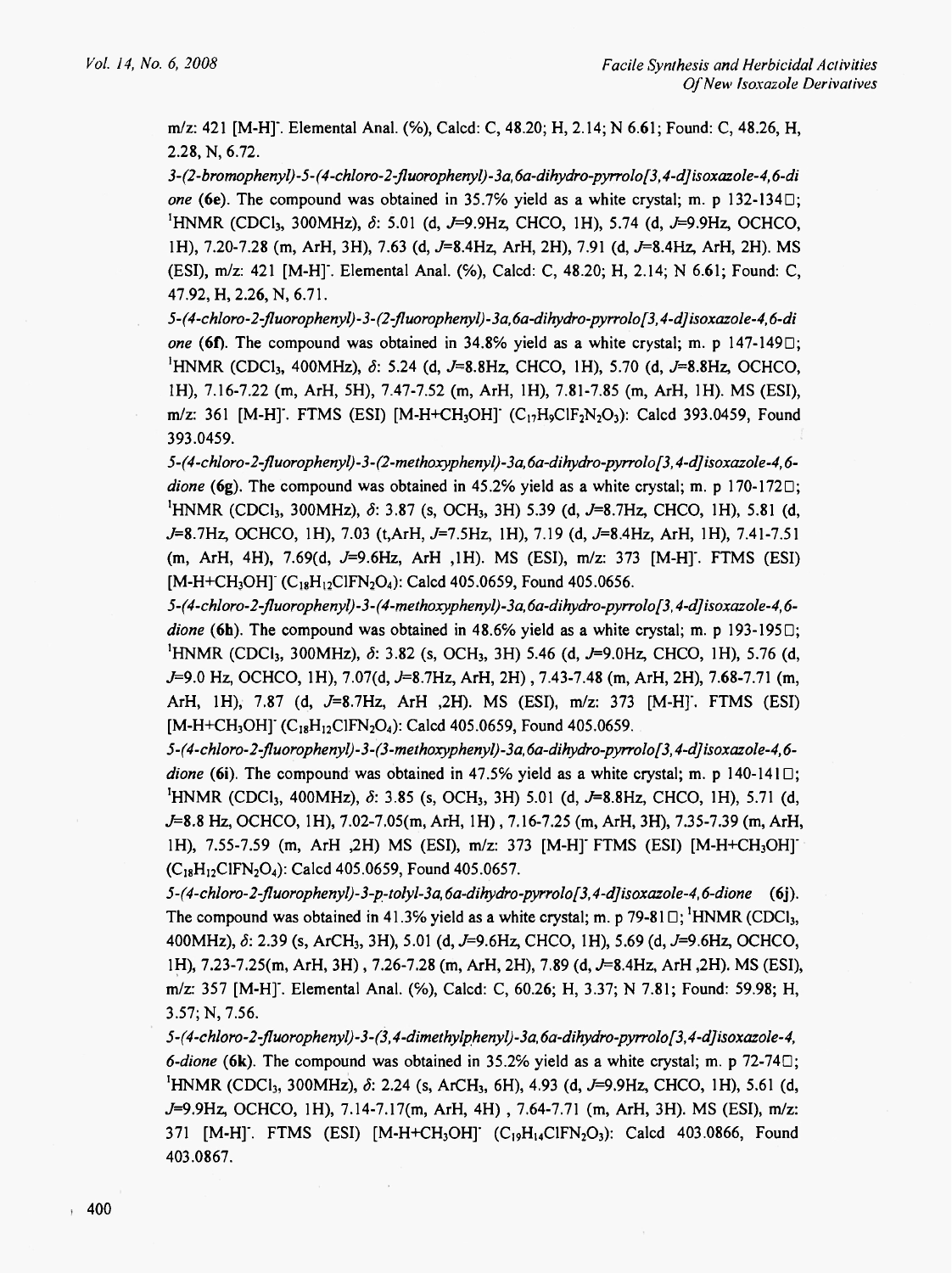m/z: 421 [M-H]⁻. Elemental Anal. (%), Calcd: C, 48.20; H, 2.14; N 6.61; Found: C, 48.26, H, 2.28, N, 6.72.

*3-(2-bromophenyl)-5-(4-chloro-2-fluorophenyl)-3a,6a-dihydro-pyrrolo[3,4-d]isoxazole-4,6-dione* (**6e**). The compound was obtained in 35.7% yield as a white crystal; m. p 132-134□; $^1$HNMR ($CDCl_3$, 300MHz), δ: 5.01 (d, J=9.9Hz, CHCO, 1H), 5.74 (d, J=9.9Hz, OCHCO, 1H), 7.20-7.28 (m, ArH, 3H), 7.63 (d, J=8.4Hz, ArH, 2H), 7.91 (d, J=8.4Hz, ArH, 2H). MS (ESI), m/z: 421 [M-H]⁻. Elemental Anal. (%), Calcd: C, 48.20; H, 2.14; N 6.61; Found: C, 47.92, H, 2.26, N, 6.71.

*5-(4-chloro-2-fluorophenyl)-3-(2-fluorophenyl)-3a,6a-dihydro-pyrrolo[3,4-d]isoxazole-4,6-dione* (**6f**). The compound was obtained in 34.8% yield as a white crystal; m. p 147-149□; $^1$HNMR ($CDCl_3$, 400MHz), δ: 5.24 (d, J=8.8Hz, CHCO, 1H), 5.70 (d, J=8.8Hz, OCHCO, 1H), 7.16-7.22 (m, ArH, 5H), 7.47-7.52 (m, ArH, 1H), 7.81-7.85 (m, ArH, 1H). MS (ESI), m/z: 361 [M-H]⁻. FTMS (ESI) [M-H+$CH_3OH$]⁻ ($C_{17}H_9ClF_2N_2O_3$): Calcd 393.0459, Found 393.0459.

*5-(4-chloro-2-fluorophenyl)-3-(2-methoxyphenyl)-3a,6a-dihydro-pyrrolo[3,4-d]isoxazole-4,6-dione* (**6g**). The compound was obtained in 45.2% yield as a white crystal; m. p 170-172□; $^1$HNMR ($CDCl_3$, 300MHz), δ: 3.87 (s, $OCH_3$, 3H) 5.39 (d, J=8.7Hz, CHCO, 1H), 5.81 (d, J=8.7Hz, OCHCO, 1H), 7.03 (t,ArH, J=7.5Hz, 1H), 7.19 (d, J=8.4Hz, ArH, 1H), 7.41-7.51 (m, ArH, 4H), 7.69(d, J=9.6Hz, ArH ,1H). MS (ESI), m/z: 373 [M-H]⁻. FTMS (ESI) [M-H+$CH_3OH$]⁻ ($C_{18}H_{12}ClFN_2O_4$): Calcd 405.0659, Found 405.0656.

*5-(4-chloro-2-fluorophenyl)-3-(4-methoxyphenyl)-3a,6a-dihydro-pyrrolo[3,4-d]isoxazole-4,6-dione* (**6h**). The compound was obtained in 48.6% yield as a white crystal; m. p 193-195□; $^1$HNMR ($CDCl_3$, 300MHz), δ: 3.82 (s, $OCH_3$, 3H) 5.46 (d, J=9.0Hz, CHCO, 1H), 5.76 (d, J=9.0 Hz, OCHCO, 1H), 7.07(d, J=8.7Hz, ArH, 2H) , 7.43-7.48 (m, ArH, 2H), 7.68-7.71 (m, ArH, 1H), 7.87 (d, J=8.7Hz, ArH ,2H). MS (ESI), m/z: 373 [M-H]⁻. FTMS (ESI) [M-H+$CH_3OH$]⁻ ($C_{18}H_{12}ClFN_2O_4$): Calcd 405.0659, Found 405.0659.

*5-(4-chloro-2-fluorophenyl)-3-(3-methoxyphenyl)-3a,6a-dihydro-pyrrolo[3,4-d]isoxazole-4,6-dione* (**6i**). The compound was obtained in 47.5% yield as a white crystal; m. p 140-141□; $^1$HNMR ($CDCl_3$, 400MHz), δ: 3.85 (s, $OCH_3$, 3H) 5.01 (d, J=8.8Hz, CHCO, 1H), 5.71 (d, J=8.8 Hz, OCHCO, 1H), 7.02-7.05(m, ArH, 1H) , 7.16-7.25 (m, ArH, 3H), 7.35-7.39 (m, ArH, 1H), 7.55-7.59 (m, ArH ,2H) MS (ESI), m/z: 373 [M-H]⁻ FTMS (ESI) [M-H+$CH_3OH$]⁻ ($C_{18}H_{12}ClFN_2O_4$): Calcd 405.0659, Found 405.0657.

*5-(4-chloro-2-fluorophenyl)-3-p-tolyl-3a,6a-dihydro-pyrrolo[3,4-d]isoxazole-4,6-dione* (**6j**). The compound was obtained in 41.3% yield as a white crystal; m. p 79-81□; $^1$HNMR ($CDCl_3$, 400MHz), δ: 2.39 (s, $ArCH_3$, 3H), 5.01 (d, J=9.6Hz, CHCO, 1H), 5.69 (d, J=9.6Hz, OCHCO, 1H), 7.23-7.25(m, ArH, 3H) , 7.26-7.28 (m, ArH, 2H), 7.89 (d, J=8.4Hz, ArH ,2H). MS (ESI), m/z: 357 [M-H]⁻. Elemental Anal. (%), Calcd: C, 60.26; H, 3.37; N 7.81; Found: 59.98; H, 3.57; N, 7.56.

*5-(4-chloro-2-fluorophenyl)-3-(3,4-dimethylphenyl)-3a,6a-dihydro-pyrrolo[3,4-d]isoxazole-4,6-dione* (**6k**). The compound was obtained in 35.2% yield as a white crystal; m. p 72-74□; $^1$HNMR ($CDCl_3$, 300MHz), δ: 2.24 (s, $ArCH_3$, 6H), 4.93 (d, J=9.9Hz, CHCO, 1H), 5.61 (d, J=9.9Hz, OCHCO, 1H), 7.14-7.17(m, ArH, 4H) , 7.64-7.71 (m, ArH, 3H). MS (ESI), m/z: 371 [M-H]⁻. FTMS (ESI) [M-H+$CH_3OH$]⁻ ($C_{19}H_{14}ClFN_2O_3$): Calcd 403.0866, Found 403.0867.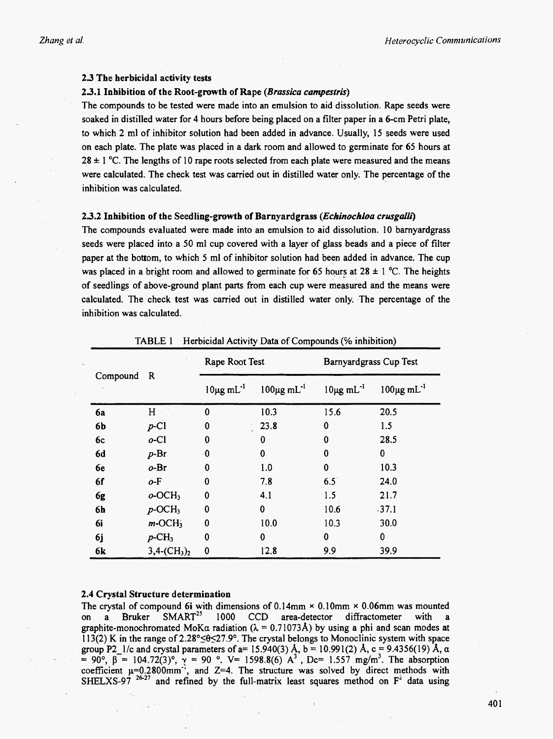### 2.3 The herbicidal activity tests

#### 2.3.1 Inhibition of the Root-growth of Rape (*Brassica campestris*)

The compounds to be tested were made into an emulsion to aid dissolution. Rape seeds were soaked in distilled water for 4 hours before being placed on a filter paper in a 6-cm Petri plate, to which 2 ml of inhibitor solution had been added in advance. Usually, 15 seeds were used on each plate. The plate was placed in a dark room and allowed to germinate for 65 hours at 28 ± 1 °C. The lengths of 10 rape roots selected from each plate were measured and the means were calculated. The check test was carried out in distilled water only. The percentage of the inhibition was calculated.

#### 2.3.2 Inhibition of the Seedling-growth of Barnyardgrass (*Echinochloa crusgalli*)

The compounds evaluated were made into an emulsion to aid dissolution. 10 barnyardgrass seeds were placed into a 50 ml cup covered with a layer of glass beads and a piece of filter paper at the bottom, to which 5 ml of inhibitor solution had been added in advance. The cup was placed in a bright room and allowed to germinate for 65 hours at 28 ± 1 °C. The heights of seedlings of above-ground plant parts from each cup were measured and the means were calculated. The check test was carried out in distilled water only. The percentage of the inhibition was calculated.

TABLE 1 Herbicidal Activity Data of Compounds (% inhibition)

| Compound | R | Rape Root Test | | Barnyardgrass Cup Test | |
|---|---|---|---|---|---|
| | | 10μg mL$^{-1}$ | 100μg mL$^{-1}$ | 10μg mL$^{-1}$ | 100μg mL$^{-1}$ |
| **6a** | H | 0 | 10.3 | 15.6 | 20.5 |
| **6b** | *p*-Cl | 0 | 23.8 | 0 | 1.5 |
| **6c** | *o*-Cl | 0 | 0 | 0 | 28.5 |
| **6d** | *p*-Br | 0 | 0 | 0 | 0 |
| **6e** | *o*-Br | 0 | 1.0 | 0 | 10.3 |
| **6f** | *o*-F | 0 | 7.8 | 6.5 | 24.0 |
| **6g** | *o*-$OCH_3$ | 0 | 4.1 | 1.5 | 21.7 |
| **6h** | *p*-$OCH_3$ | 0 | 0 | 10.6 | 37.1 |
| **6i** | *m*-$OCH_3$ | 0 | 10.0 | 10.3 | 30.0 |
| **6j** | *p*-$CH_3$ | 0 | 0 | 0 | 0 |
| **6k** | 3,4-$(CH_3)_2$ | 0 | 12.8 | 9.9 | 39.9 |

### 2.4 Crystal Structure determination

The crystal of compound **6i** with dimensions of 0.14mm × 0.10mm × 0.06mm was mounted on a Bruker SMART[25] 1000 CCD area-detector diffractometer with a graphite-monochromated MoKα radiation (λ = 0.71073Å) by using a phi and scan modes at 113(2) K in the range of 2.28°≤θ≤27.9°. The crystal belongs to Monoclinic system with space group P2_1/c and crystal parameters of a= 15.940(3) Å, b = 10.991(2) Å, c = 9.4356(19) Å, α = 90°, β = 104.72(3)°, γ = 90 °. V= 1598.8(6) A$^3$ , Dc= 1.557 mg/m$^3$. The absorption coefficient μ=0.2800mm$^{-1}$, and Z=4. The structure was solved by direct methods with SHELXS-97 [26-27] and refined by the full-matrix least squares method on F$^2$ data using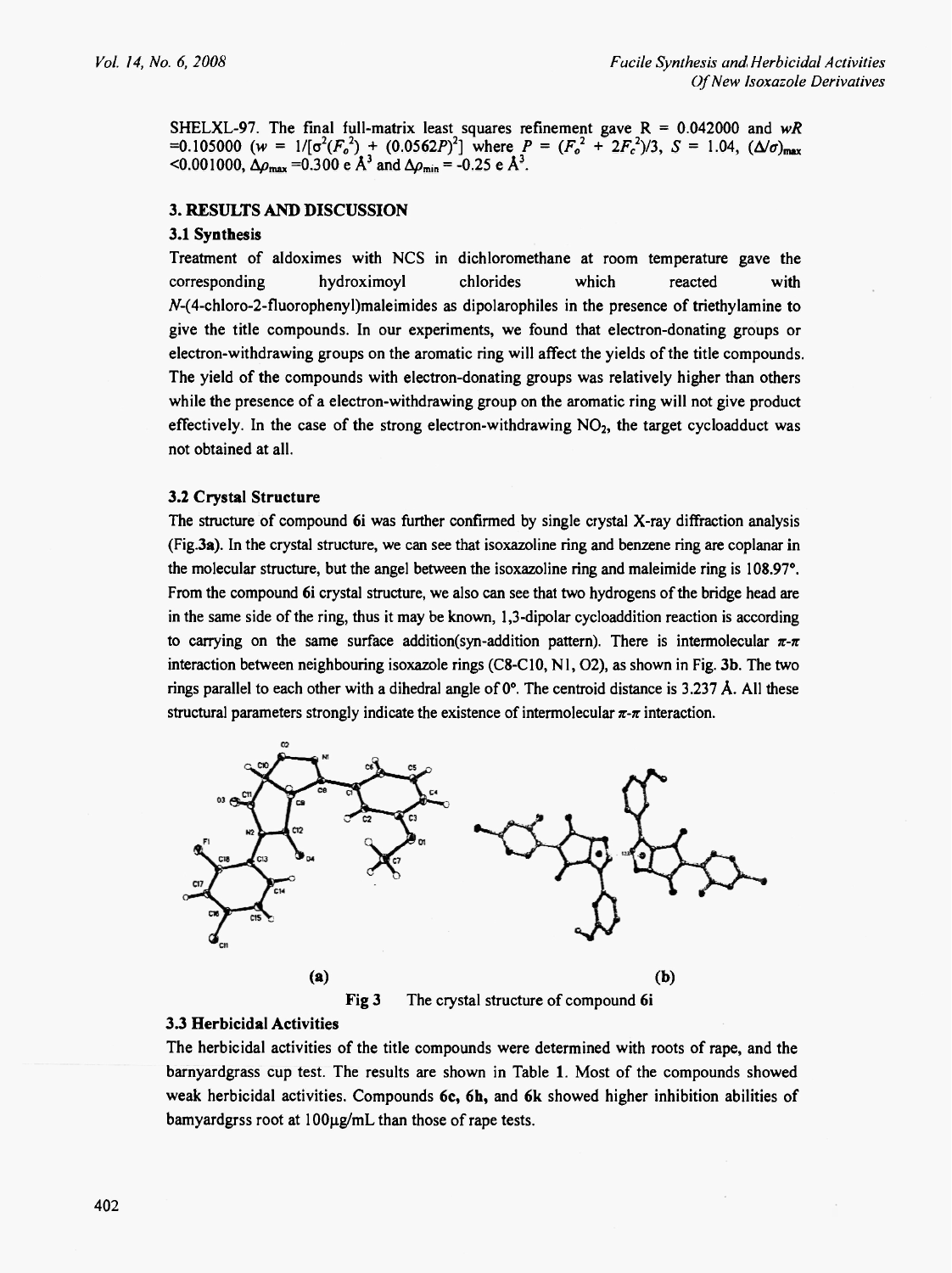SHELXL-97. The final full-matrix least squares refinement gave R = 0.042000 and $wR$ =0.105000 ($w = 1/[\sigma^2(F_o^2) + (0.0562P)^2]$ where $P = (F_o^2 + 2F_c^2)/3$, $S$ = 1.04, $(\Delta/\sigma)_{max}$ <0.001000, $\Delta\rho_{max}$ =0.300 e Å$^3$ and $\Delta\rho_{min}$ = -0.25 e Å$^3$.

## 3. RESULTS AND DISCUSSION

### 3.1 Synthesis

Treatment of aldoximes with NCS in dichloromethane at room temperature gave the corresponding hydroximoyl chlorides which reacted with *N*-(4-chloro-2-fluorophenyl)maleimides as dipolarophiles in the presence of triethylamine to give the title compounds. In our experiments, we found that electron-donating groups or electron-withdrawing groups on the aromatic ring will affect the yields of the title compounds. The yield of the compounds with electron-donating groups was relatively higher than others while the presence of a electron-withdrawing group on the aromatic ring will not give product effectively. In the case of the strong electron-withdrawing $NO_2$, the target cycloadduct was not obtained at all.

### 3.2 Crystal Structure

The structure of compound **6i** was further confirmed by single crystal X-ray diffraction analysis (Fig.3a). In the crystal structure, we can see that isoxazoline ring and benzene ring are coplanar in the molecular structure, but the angel between the isoxazoline ring and maleimide ring is 108.97°. From the compound **6i** crystal structure, we also can see that two hydrogens of the bridge head are in the same side of the ring, thus it may be known, 1,3-dipolar cycloaddition reaction is according to carrying on the same surface addition(syn-addition pattern). There is intermolecular $\pi$-$\pi$ interaction between neighbouring isoxazole rings (C8-C10, N1, O2), as shown in Fig. 3b. The two rings parallel to each other with a dihedral angle of 0°. The centroid distance is 3.237 Å. All these structural parameters strongly indicate the existence of intermolecular $\pi$-$\pi$ interaction.

(a) (b)

Fig 3 The crystal structure of compound **6i**

### 3.3 Herbicidal Activities

The herbicidal activities of the title compounds were determined with roots of rape, and the barnyardgrass cup test. The results are shown in Table 1. Most of the compounds showed weak herbicidal activities. Compounds **6c**, **6h**, and **6k** showed higher inhibition abilities of bamyardgrss root at 100μg/mL than those of rape tests.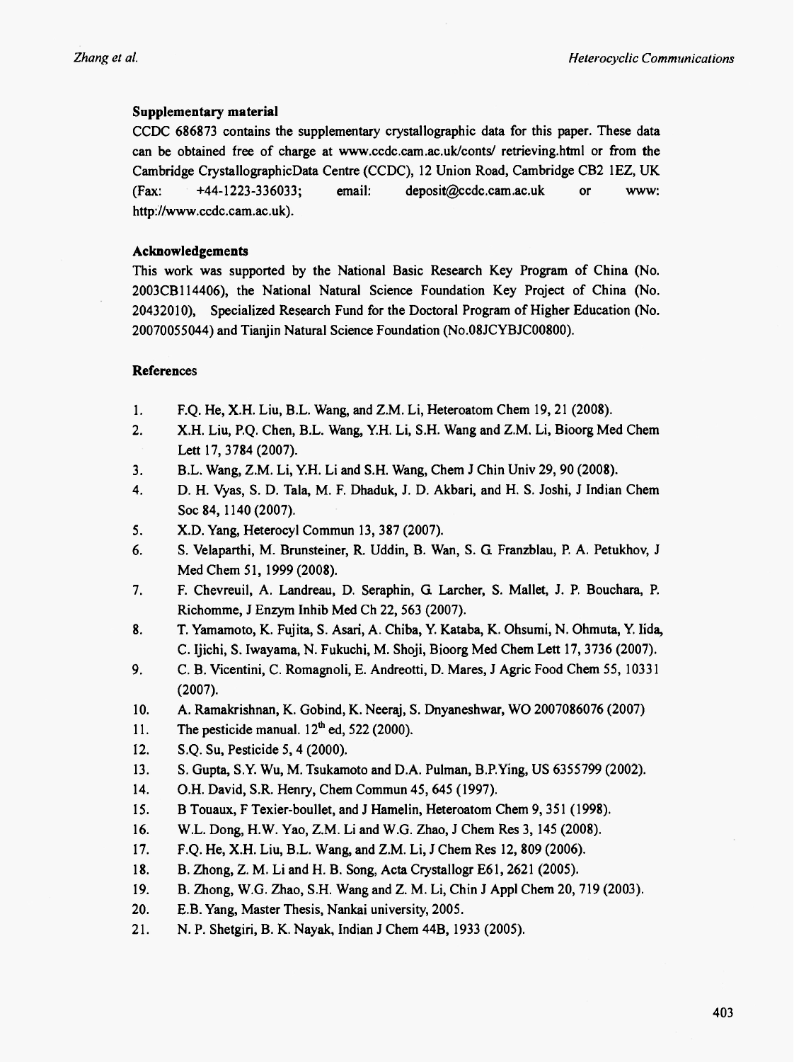### Supplementary material

CCDC 686873 contains the supplementary crystallographic data for this paper. These data can be obtained free of charge at www.ccdc.cam.ac.uk/conts/ retrieving.html or from the Cambridge CrystallographicData Centre (CCDC), 12 Union Road, Cambridge CB2 1EZ, UK (Fax: +44-1223-336033; email: deposit@ccdc.cam.ac.uk or www: http://www.ccdc.cam.ac.uk).

### Acknowledgements

This work was supported by the National Basic Research Key Program of China (No. 2003CB114406), the National Natural Science Foundation Key Project of China (No. 20432010), Specialized Research Fund for the Doctoral Program of Higher Education (No. 20070055044) and Tianjin Natural Science Foundation (No.08JCYBJC00800).

### References

1. F.Q. He, X.H. Liu, B.L. Wang, and Z.M. Li, Heteroatom Chem 19, 21 (2008).
2. X.H. Liu, P.Q. Chen, B.L. Wang, Y.H. Li, S.H. Wang and Z.M. Li, Bioorg Med Chem Lett 17, 3784 (2007).
3. B.L. Wang, Z.M. Li, Y.H. Li and S.H. Wang, Chem J Chin Univ 29, 90 (2008).
4. D. H. Vyas, S. D. Tala, M. F. Dhaduk, J. D. Akbari, and H. S. Joshi, J Indian Chem Soc 84, 1140 (2007).
5. X.D. Yang, Heterocyl Commun 13, 387 (2007).
6. S. Velaparthi, M. Brunsteiner, R. Uddin, B. Wan, S. G. Franzblau, P. A. Petukhov, J Med Chem 51, 1999 (2008).
7. F. Chevreuil, A. Landreau, D. Seraphin, G. Larcher, S. Mallet, J. P. Bouchara, P. Richomme, J Enzym Inhib Med Ch 22, 563 (2007).
8. T. Yamamoto, K. Fujita, S. Asari, A. Chiba, Y. Kataba, K. Ohsumi, N. Ohmuta, Y. Iida, C. Ijichi, S. Iwayama, N. Fukuchi, M. Shoji, Bioorg Med Chem Lett 17, 3736 (2007).
9. C. B. Vicentini, C. Romagnoli, E. Andreotti, D. Mares, J Agric Food Chem 55, 10331 (2007).
10. A. Ramakrishnan, K. Gobind, K. Neeraj, S. Dnyaneshwar, WO 2007086076 (2007)
11. The pesticide manual. 12th ed, 522 (2000).
12. S.Q. Su, Pesticide 5, 4 (2000).
13. S. Gupta, S.Y. Wu, M. Tsukamoto and D.A. Pulman, B.P.Ying, US 6355799 (2002).
14. O.H. David, S.R. Henry, Chem Commun 45, 645 (1997).
15. B Touaux, F Texier-boullet, and J Hamelin, Heteroatom Chem 9, 351 (1998).
16. W.L. Dong, H.W. Yao, Z.M. Li and W.G. Zhao, J Chem Res 3, 145 (2008).
17. F.Q. He, X.H. Liu, B.L. Wang, and Z.M. Li, J Chem Res 12, 809 (2006).
18. B. Zhong, Z. M. Li and H. B. Song, Acta Crystallogr E61, 2621 (2005).
19. B. Zhong, W.G. Zhao, S.H. Wang and Z. M. Li, Chin J Appl Chem 20, 719 (2003).
20. E.B. Yang, Master Thesis, Nankai university, 2005.
21. N. P. Shetgiri, B. K. Nayak, Indian J Chem 44B, 1933 (2005).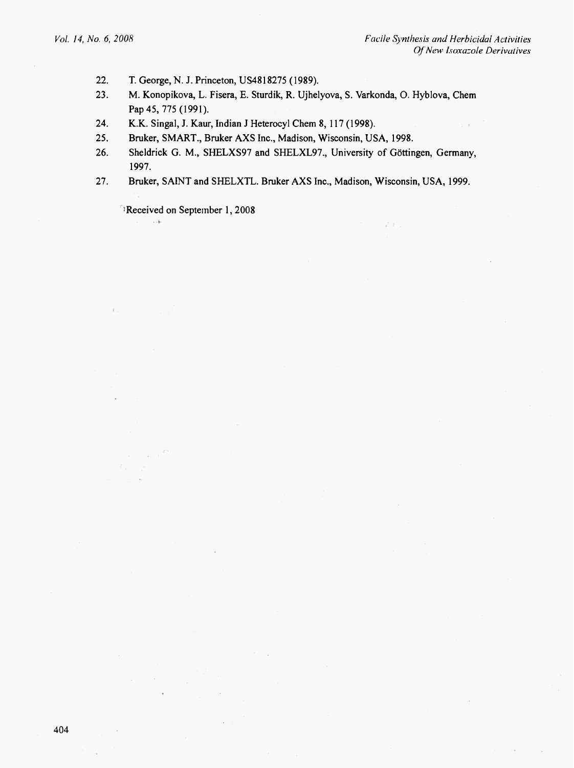22. T. George, N. J. Princeton, US4818275 (1989).
23. M. Konopikova, L. Fisera, E. Sturdik, R. Ujhelyova, S. Varkonda, O. Hyblova, Chem Pap 45, 775 (1991).
24. K.K. Singal, J. Kaur, Indian J Heterocyl Chem 8, 117 (1998).
25. Bruker, SMART., Bruker AXS Inc., Madison, Wisconsin, USA, 1998.
26. Sheldrick G. M., SHELXS97 and SHELXL97., University of Göttingen, Germany, 1997.
27. Bruker, SAINT and SHELXTL. Bruker AXS Inc., Madison, Wisconsin, USA, 1999.

Received on September 1, 2008